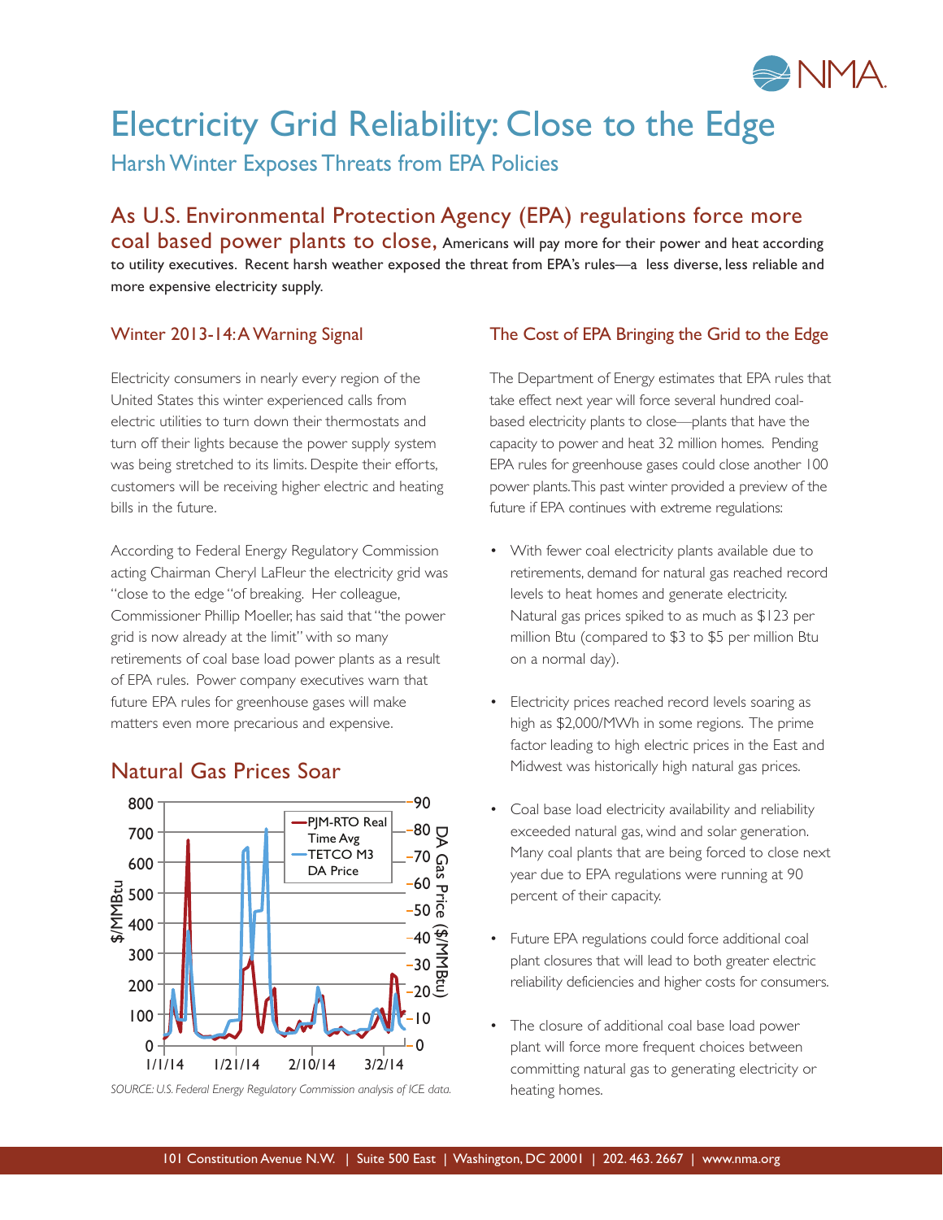# Electricity Grid Reliability: Close to the Edge

## Harsh Winter Exposes Threats from EPA Policies

**As U.S. Environmental Protection Agency (EPA) regulations force more coal based power plants to close,** Americans will pay more for their power and heat according to utility executives. Recent harsh weather exposed the threat from EPA's rules—a less diverse, less reliable and more expensive electricity supply.

### Winter 2013-14: A Warning Signal

Electricity consumers in nearly every region of the United States this winter experienced calls from electric utilities to turn down their thermostats and turn off their lights because the power supply system was being stretched to its limits. Despite their efforts, customers will be receiving higher electric and heating bills in the future.

According to Federal Energy Regulatory Commission acting Chairman Cheryl LaFleur the electricity grid was "close to the edge "of breaking. Her colleague, Commissioner Phillip Moeller, has said that "the power grid is now already at the limit" with so many retirements of coal base load power plants as a result of EPA rules. Power company executives warn that future EPA rules for greenhouse gases will make matters even more precarious and expensive.

### Natural Gas Prices Soar

*SOURCE: U.S. Federal Energy Regulatory Commission analysis of ICE data.*

### The Cost of EPA Bringing the Grid to the Edge

The Department of Energy estimates that EPA rules that take effect next year will force several hundred coal-based electricity plants to close—plants that have the capacity to power and heat 32 million homes. Pending EPA rules for greenhouse gases could close another 100 power plants. This past winter provided a preview of the future if EPA continues with extreme regulations:

- With fewer coal electricity plants available due to retirements, demand for natural gas reached record levels to heat homes and generate electricity. Natural gas prices spiked to as much as $123 per million Btu (compared to $3 to $5 per million Btu on a normal day).
- Electricity prices reached record levels soaring as high as $2,000/MWh in some regions. The prime factor leading to high electric prices in the East and Midwest was historically high natural gas prices.
- Coal base load electricity availability and reliability exceeded natural gas, wind and solar generation. Many coal plants that are being forced to close next year due to EPA regulations were running at 90 percent of their capacity.
- Future EPA regulations could force additional coal plant closures that will lead to both greater electric reliability deficiencies and higher costs for consumers.
- The closure of additional coal base load power plant will force more frequent choices between committing natural gas to generating electricity or heating homes.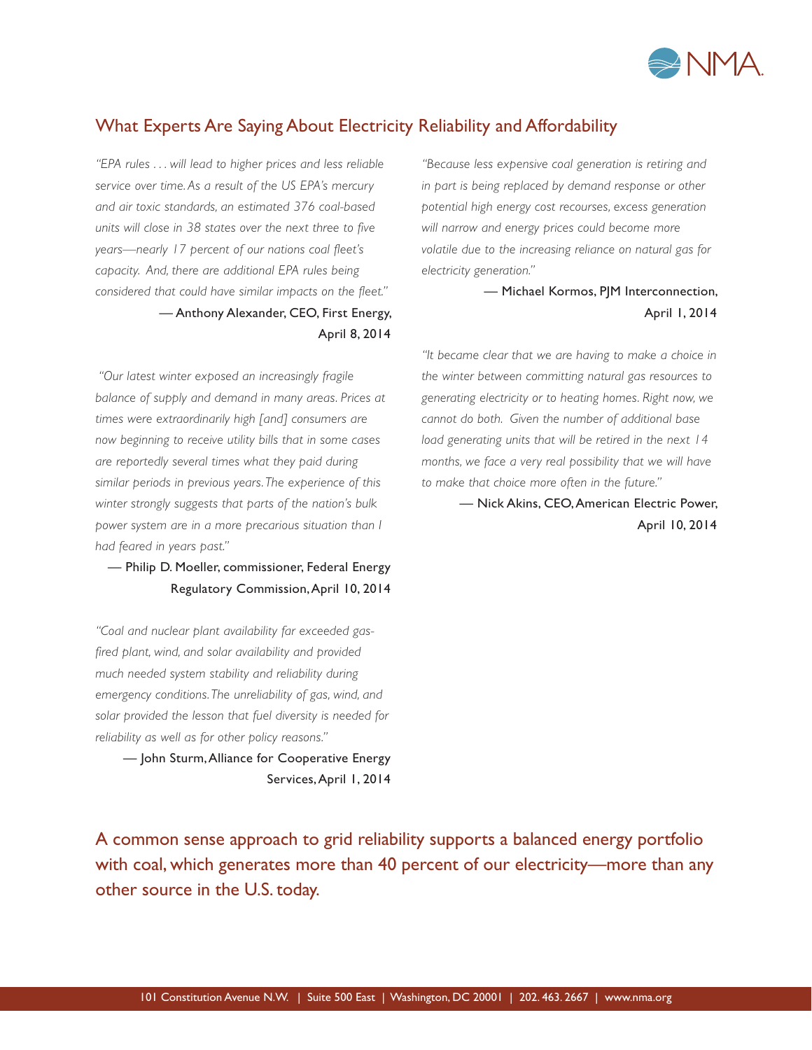## What Experts Are Saying About Electricity Reliability and Affordability

*"EPA rules . . . will lead to higher prices and less reliable service over time. As a result of the US EPA's mercury and air toxic standards, an estimated 376 coal-based units will close in 38 states over the next three to five years—nearly 17 percent of our nations coal fleet's capacity. And, there are additional EPA rules being considered that could have similar impacts on the fleet."*

— Anthony Alexander, CEO, First Energy, April 8, 2014

*"Our latest winter exposed an increasingly fragile balance of supply and demand in many areas. Prices at times were extraordinarily high [and] consumers are now beginning to receive utility bills that in some cases are reportedly several times what they paid during similar periods in previous years. The experience of this winter strongly suggests that parts of the nation's bulk power system are in a more precarious situation than I had feared in years past."*

— Philip D. Moeller, commissioner, Federal Energy Regulatory Commission, April 10, 2014

*"Coal and nuclear plant availability far exceeded gas-fired plant, wind, and solar availability and provided much needed system stability and reliability during emergency conditions. The unreliability of gas, wind, and solar provided the lesson that fuel diversity is needed for reliability as well as for other policy reasons."*

— John Sturm, Alliance for Cooperative Energy Services, April 1, 2014

*"Because less expensive coal generation is retiring and in part is being replaced by demand response or other potential high energy cost recourses, excess generation will narrow and energy prices could become more volatile due to the increasing reliance on natural gas for electricity generation."*

— Michael Kormos, PJM Interconnection, April 1, 2014

*"It became clear that we are having to make a choice in the winter between committing natural gas resources to generating electricity or to heating homes. Right now, we cannot do both. Given the number of additional base load generating units that will be retired in the next 14 months, we face a very real possibility that we will have to make that choice more often in the future."*

— Nick Akins, CEO, American Electric Power, April 10, 2014

A common sense approach to grid reliability supports a balanced energy portfolio with coal, which generates more than 40 percent of our electricity—more than any other source in the U.S. today.

101 Constitution Avenue N.W. | Suite 500 East | Washington, DC 20001 | 202. 463. 2667 | www.nma.org